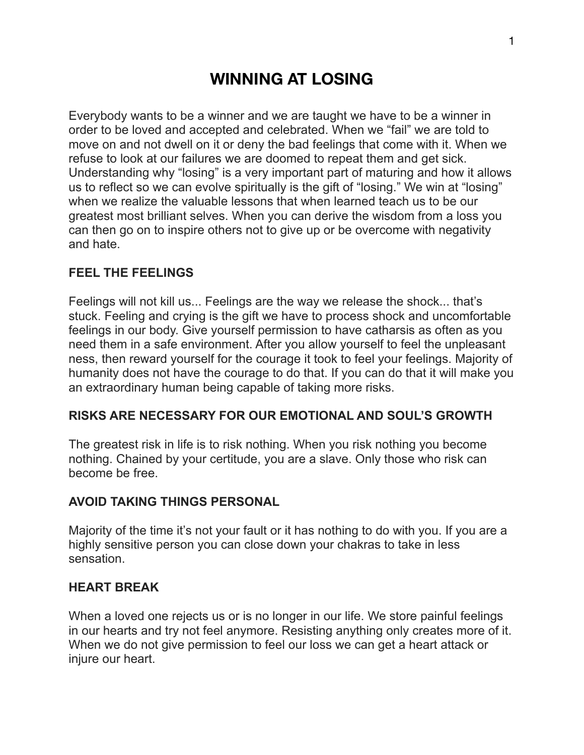# WINNING AT LOSING

Everybody wants to be a winner and we are taught we have to be a winner in order to be loved and accepted and celebrated. When we "fail" we are told to move on and not dwell on it or deny the bad feelings that come with it. When we refuse to look at our failures we are doomed to repeat them and get sick. Understanding why "losing" is a very important part of maturing and how it allows us to reflect so we can evolve spiritually is the gift of "losing." We win at "losing" when we realize the valuable lessons that when learned teach us to be our greatest most brilliant selves. When you can derive the wisdom from a loss you can then go on to inspire others not to give up or be overcome with negativity and hate.

## FEEL THE FEELINGS

Feelings will not kill us... Feelings are the way we release the shock... that's stuck. Feeling and crying is the gift we have to process shock and uncomfortable feelings in our body. Give yourself permission to have catharsis as often as you need them in a safe environment. After you allow yourself to feel the unpleasant ness, then reward yourself for the courage it took to feel your feelings. Majority of humanity does not have the courage to do that. If you can do that it will make you an extraordinary human being capable of taking more risks.

## RISKS ARE NECESSARY FOR OUR EMOTIONAL AND SOUL'S GROWTH

The greatest risk in life is to risk nothing. When you risk nothing you become nothing. Chained by your certitude, you are a slave. Only those who risk can become be free.

## AVOID TAKING THINGS PERSONAL

Majority of the time it's not your fault or it has nothing to do with you. If you are a highly sensitive person you can close down your chakras to take in less sensation.

## HEART BREAK

When a loved one rejects us or is no longer in our life. We store painful feelings in our hearts and try not feel anymore. Resisting anything only creates more of it. When we do not give permission to feel our loss we can get a heart attack or injure our heart.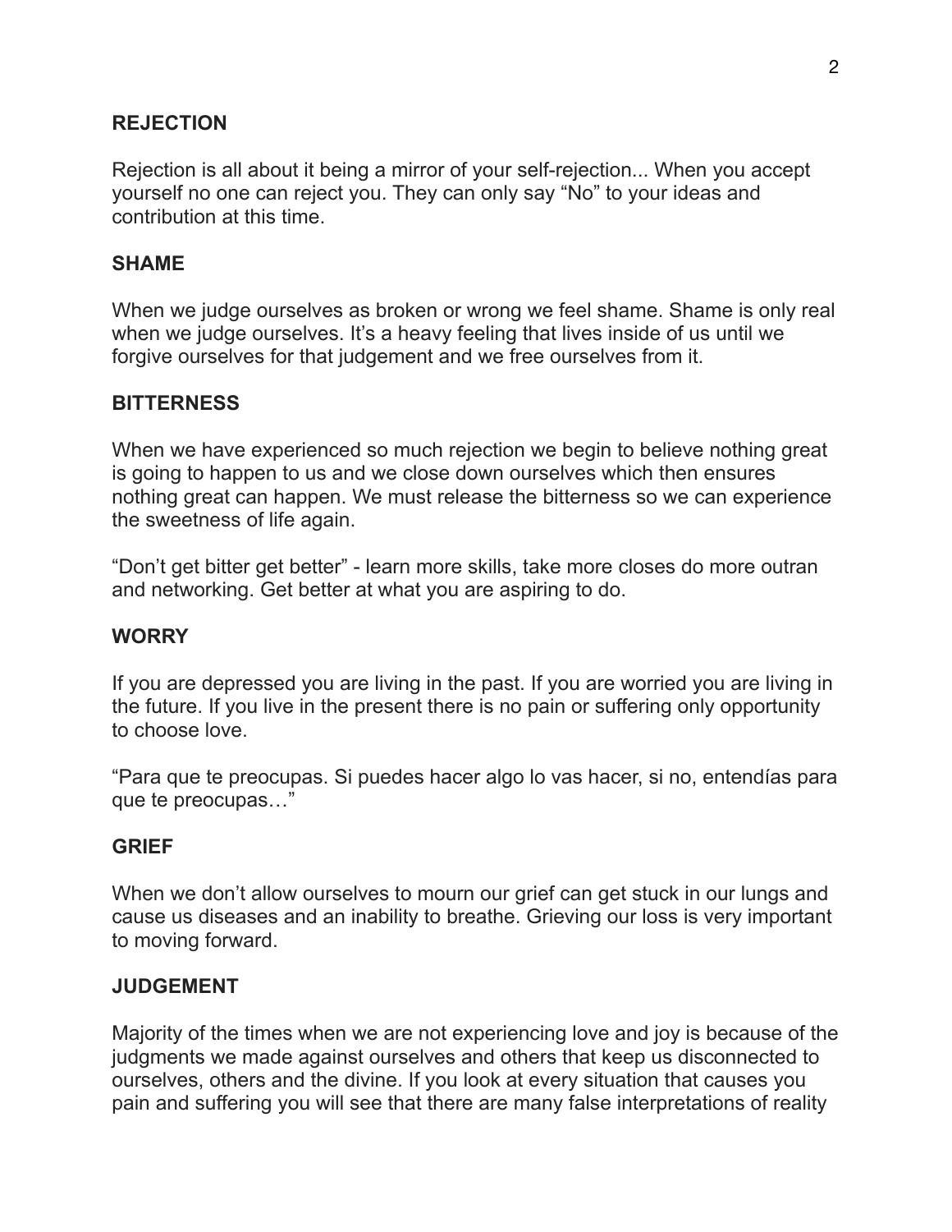## REJECTION

Rejection is all about it being a mirror of your self-rejection... When you accept yourself no one can reject you. They can only say "No" to your ideas and contribution at this time.

## SHAME

When we judge ourselves as broken or wrong we feel shame. Shame is only real when we judge ourselves. It's a heavy feeling that lives inside of us until we forgive ourselves for that judgement and we free ourselves from it.

## BITTERNESS

When we have experienced so much rejection we begin to believe nothing great is going to happen to us and we close down ourselves which then ensures nothing great can happen. We must release the bitterness so we can experience the sweetness of life again.

"Don't get bitter get better" - learn more skills, take more closes do more outran and networking. Get better at what you are aspiring to do.

## WORRY

If you are depressed you are living in the past. If you are worried you are living in the future. If you live in the present there is no pain or suffering only opportunity to choose love.

"Para que te preocupas. Si puedes hacer algo lo vas hacer, si no, entendías para que te preocupas…"

## GRIEF

When we don't allow ourselves to mourn our grief can get stuck in our lungs and cause us diseases and an inability to breathe. Grieving our loss is very important to moving forward.

## JUDGEMENT

Majority of the times when we are not experiencing love and joy is because of the judgments we made against ourselves and others that keep us disconnected to ourselves, others and the divine. If you look at every situation that causes you pain and suffering you will see that there are many false interpretations of reality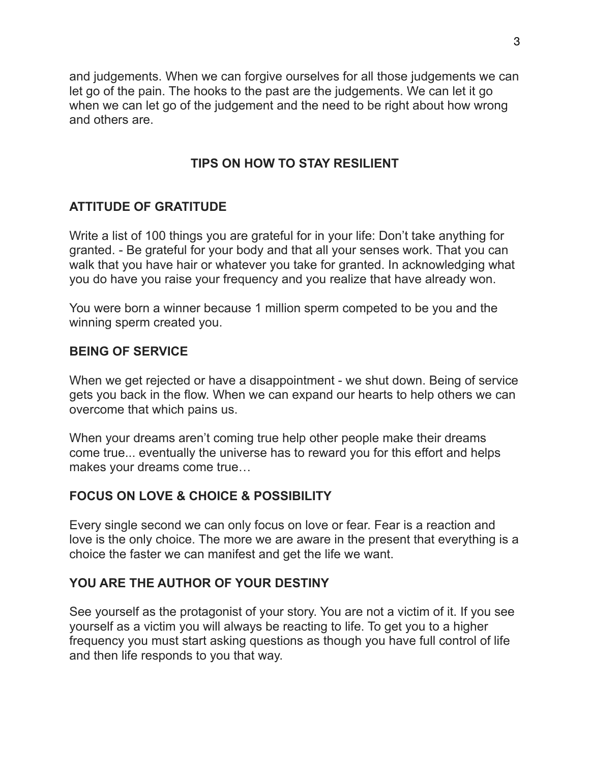and judgements. When we can forgive ourselves for all those judgements we can let go of the pain. The hooks to the past are the judgements. We can let it go when we can let go of the judgement and the need to be right about how wrong and others are.

## TIPS ON HOW TO STAY RESILIENT

### ATTITUDE OF GRATITUDE

Write a list of 100 things you are grateful for in your life: Don't take anything for granted. - Be grateful for your body and that all your senses work. That you can walk that you have hair or whatever you take for granted. In acknowledging what you do have you raise your frequency and you realize that have already won.

You were born a winner because 1 million sperm competed to be you and the winning sperm created you.

### BEING OF SERVICE

When we get rejected or have a disappointment - we shut down. Being of service gets you back in the flow. When we can expand our hearts to help others we can overcome that which pains us.

When your dreams aren't coming true help other people make their dreams come true... eventually the universe has to reward you for this effort and helps makes your dreams come true…

### FOCUS ON LOVE & CHOICE & POSSIBILITY

Every single second we can only focus on love or fear. Fear is a reaction and love is the only choice. The more we are aware in the present that everything is a choice the faster we can manifest and get the life we want.

### YOU ARE THE AUTHOR OF YOUR DESTINY

See yourself as the protagonist of your story. You are not a victim of it. If you see yourself as a victim you will always be reacting to life. To get you to a higher frequency you must start asking questions as though you have full control of life and then life responds to you that way.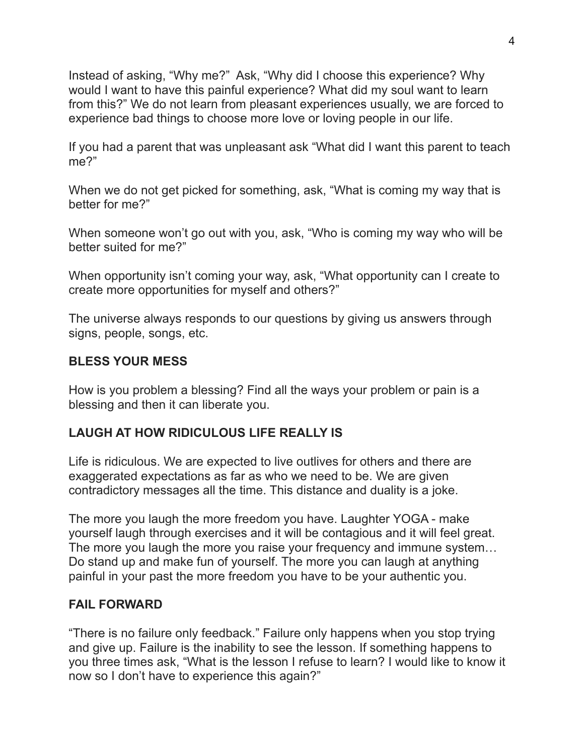Instead of asking, "Why me?" Ask, "Why did I choose this experience? Why would I want to have this painful experience? What did my soul want to learn from this?" We do not learn from pleasant experiences usually, we are forced to experience bad things to choose more love or loving people in our life.

If you had a parent that was unpleasant ask "What did I want this parent to teach me?"

When we do not get picked for something, ask, "What is coming my way that is better for me?"

When someone won't go out with you, ask, "Who is coming my way who will be better suited for me?"

When opportunity isn't coming your way, ask, "What opportunity can I create to create more opportunities for myself and others?"

The universe always responds to our questions by giving us answers through signs, people, songs, etc.

**BLESS YOUR MESS**

How is you problem a blessing? Find all the ways your problem or pain is a blessing and then it can liberate you.

**LAUGH AT HOW RIDICULOUS LIFE REALLY IS**

Life is ridiculous. We are expected to live outlives for others and there are exaggerated expectations as far as who we need to be. We are given contradictory messages all the time. This distance and duality is a joke.

The more you laugh the more freedom you have. Laughter YOGA - make yourself laugh through exercises and it will be contagious and it will feel great. The more you laugh the more you raise your frequency and immune system… Do stand up and make fun of yourself. The more you can laugh at anything painful in your past the more freedom you have to be your authentic you.

**FAIL FORWARD**

"There is no failure only feedback." Failure only happens when you stop trying and give up. Failure is the inability to see the lesson. If something happens to you three times ask, "What is the lesson I refuse to learn? I would like to know it now so I don't have to experience this again?"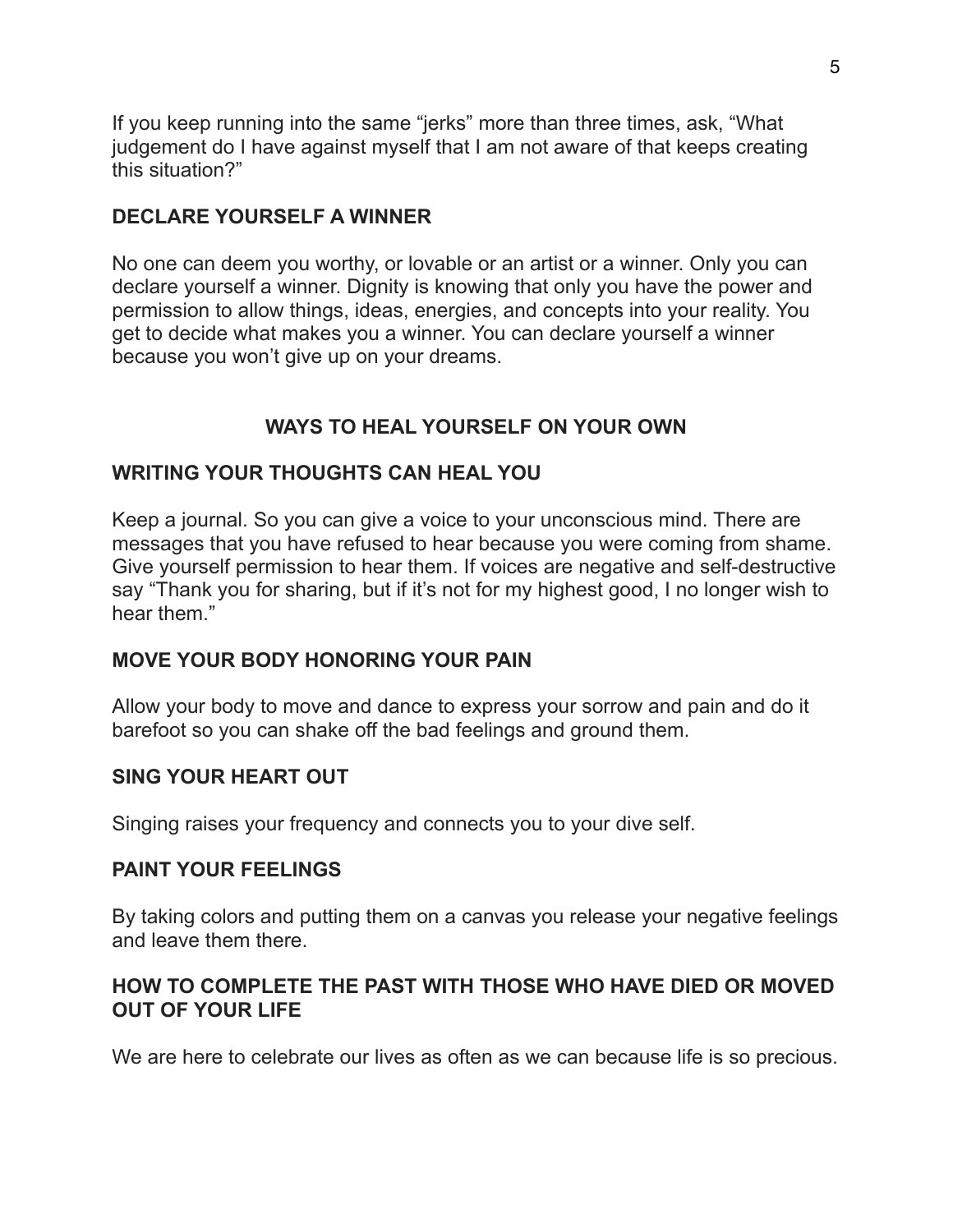If you keep running into the same "jerks" more than three times, ask, "What judgement do I have against myself that I am not aware of that keeps creating this situation?"

### DECLARE YOURSELF A WINNER

No one can deem you worthy, or lovable or an artist or a winner. Only you can declare yourself a winner. Dignity is knowing that only you have the power and permission to allow things, ideas, energies, and concepts into your reality. You get to decide what makes you a winner. You can declare yourself a winner because you won't give up on your dreams.

## WAYS TO HEAL YOURSELF ON YOUR OWN

### WRITING YOUR THOUGHTS CAN HEAL YOU

Keep a journal. So you can give a voice to your unconscious mind. There are messages that you have refused to hear because you were coming from shame. Give yourself permission to hear them. If voices are negative and self-destructive say "Thank you for sharing, but if it's not for my highest good, I no longer wish to hear them."

### MOVE YOUR BODY HONORING YOUR PAIN

Allow your body to move and dance to express your sorrow and pain and do it barefoot so you can shake off the bad feelings and ground them.

### SING YOUR HEART OUT

Singing raises your frequency and connects you to your dive self.

### PAINT YOUR FEELINGS

By taking colors and putting them on a canvas you release your negative feelings and leave them there.

### HOW TO COMPLETE THE PAST WITH THOSE WHO HAVE DIED OR MOVED OUT OF YOUR LIFE

We are here to celebrate our lives as often as we can because life is so precious.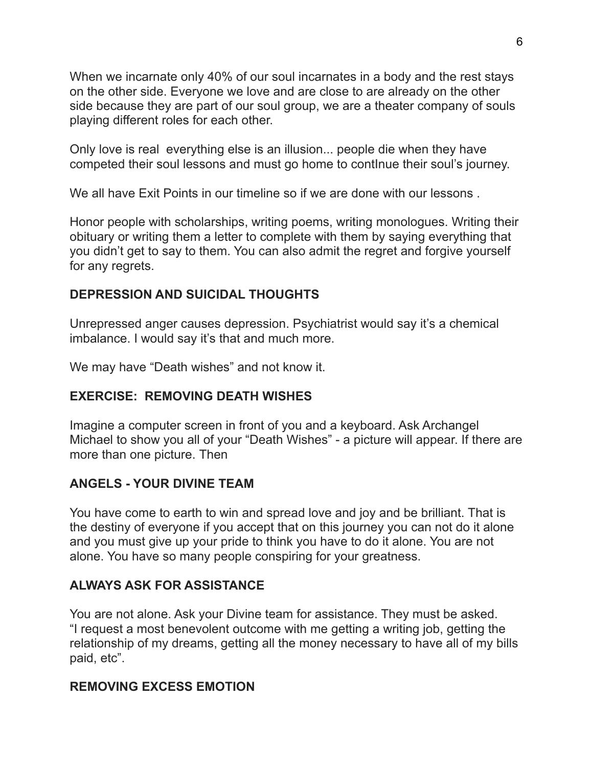When we incarnate only 40% of our soul incarnates in a body and the rest stays on the other side. Everyone we love and are close to are already on the other side because they are part of our soul group, we are a theater company of souls playing different roles for each other.

Only love is real  everything else is an illusion... people die when they have competed their soul lessons and must go home to contInue their soul's journey.

We all have Exit Points in our timeline so if we are done with our lessons .

Honor people with scholarships, writing poems, writing monologues. Writing their obituary or writing them a letter to complete with them by saying everything that you didn't get to say to them. You can also admit the regret and forgive yourself for any regrets.

## DEPRESSION AND SUICIDAL THOUGHTS

Unrepressed anger causes depression. Psychiatrist would say it's a chemical imbalance. I would say it's that and much more.

We may have "Death wishes" and not know it.

## EXERCISE:  REMOVING DEATH WISHES

Imagine a computer screen in front of you and a keyboard. Ask Archangel Michael to show you all of your "Death Wishes" - a picture will appear. If there are more than one picture. Then

## ANGELS - YOUR DIVINE TEAM

You have come to earth to win and spread love and joy and be brilliant. That is the destiny of everyone if you accept that on this journey you can not do it alone and you must give up your pride to think you have to do it alone. You are not alone. You have so many people conspiring for your greatness.

## ALWAYS ASK FOR ASSISTANCE

You are not alone. Ask your Divine team for assistance. They must be asked. "I request a most benevolent outcome with me getting a writing job, getting the relationship of my dreams, getting all the money necessary to have all of my bills paid, etc".

## REMOVING EXCESS EMOTION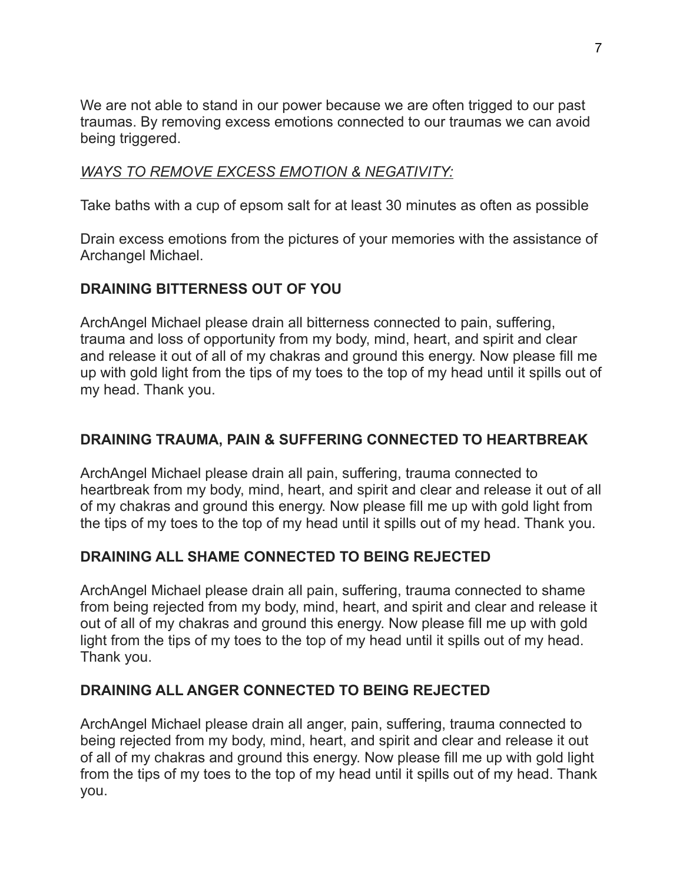We are not able to stand in our power because we are often trigged to our past traumas. By removing excess emotions connected to our traumas we can avoid being triggered.

*WAYS TO REMOVE EXCESS EMOTION & NEGATIVITY:*

Take baths with a cup of epsom salt for at least 30 minutes as often as possible

Drain excess emotions from the pictures of your memories with the assistance of Archangel Michael.

**DRAINING BITTERNESS OUT OF YOU**

ArchAngel Michael please drain all bitterness connected to pain, suffering, trauma and loss of opportunity from my body, mind, heart, and spirit and clear and release it out of all of my chakras and ground this energy. Now please fill me up with gold light from the tips of my toes to the top of my head until it spills out of my head. Thank you.

**DRAINING TRAUMA, PAIN & SUFFERING CONNECTED TO HEARTBREAK**

ArchAngel Michael please drain all pain, suffering, trauma connected to heartbreak from my body, mind, heart, and spirit and clear and release it out of all of my chakras and ground this energy. Now please fill me up with gold light from the tips of my toes to the top of my head until it spills out of my head. Thank you.

**DRAINING ALL SHAME CONNECTED TO BEING REJECTED**

ArchAngel Michael please drain all pain, suffering, trauma connected to shame from being rejected from my body, mind, heart, and spirit and clear and release it out of all of my chakras and ground this energy. Now please fill me up with gold light from the tips of my toes to the top of my head until it spills out of my head. Thank you.

**DRAINING ALL ANGER CONNECTED TO BEING REJECTED**

ArchAngel Michael please drain all anger, pain, suffering, trauma connected to being rejected from my body, mind, heart, and spirit and clear and release it out of all of my chakras and ground this energy. Now please fill me up with gold light from the tips of my toes to the top of my head until it spills out of my head. Thank you.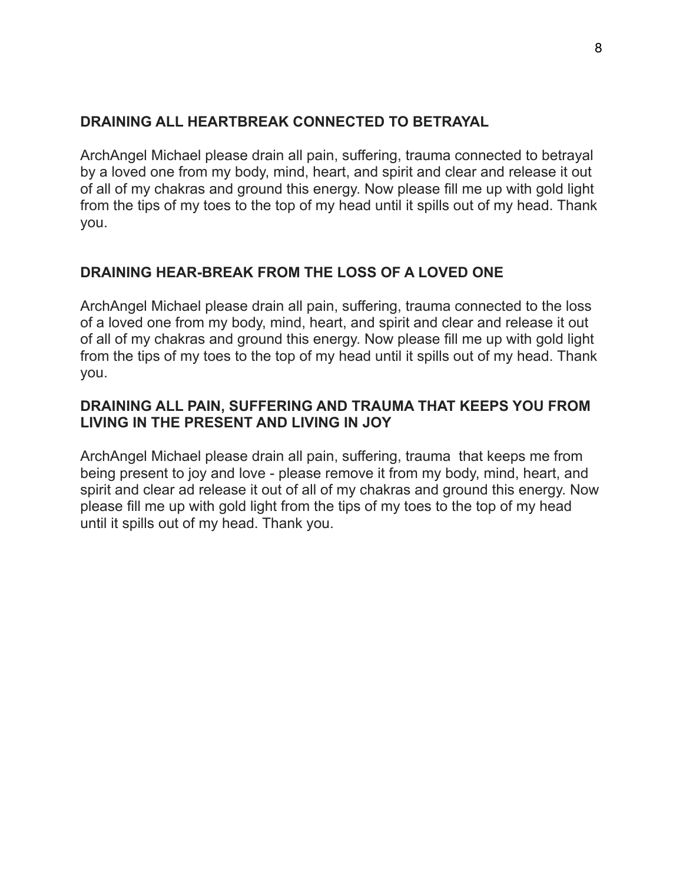## DRAINING ALL HEARTBREAK CONNECTED TO BETRAYAL

ArchAngel Michael please drain all pain, suffering, trauma connected to betrayal by a loved one from my body, mind, heart, and spirit and clear and release it out of all of my chakras and ground this energy. Now please fill me up with gold light from the tips of my toes to the top of my head until it spills out of my head. Thank you.

## DRAINING HEAR-BREAK FROM THE LOSS OF A LOVED ONE

ArchAngel Michael please drain all pain, suffering, trauma connected to the loss of a loved one from my body, mind, heart, and spirit and clear and release it out of all of my chakras and ground this energy. Now please fill me up with gold light from the tips of my toes to the top of my head until it spills out of my head. Thank you.

## DRAINING ALL PAIN, SUFFERING AND TRAUMA THAT KEEPS YOU FROM LIVING IN THE PRESENT AND LIVING IN JOY

ArchAngel Michael please drain all pain, suffering, trauma that keeps me from being present to joy and love - please remove it from my body, mind, heart, and spirit and clear ad release it out of all of my chakras and ground this energy. Now please fill me up with gold light from the tips of my toes to the top of my head until it spills out of my head. Thank you.